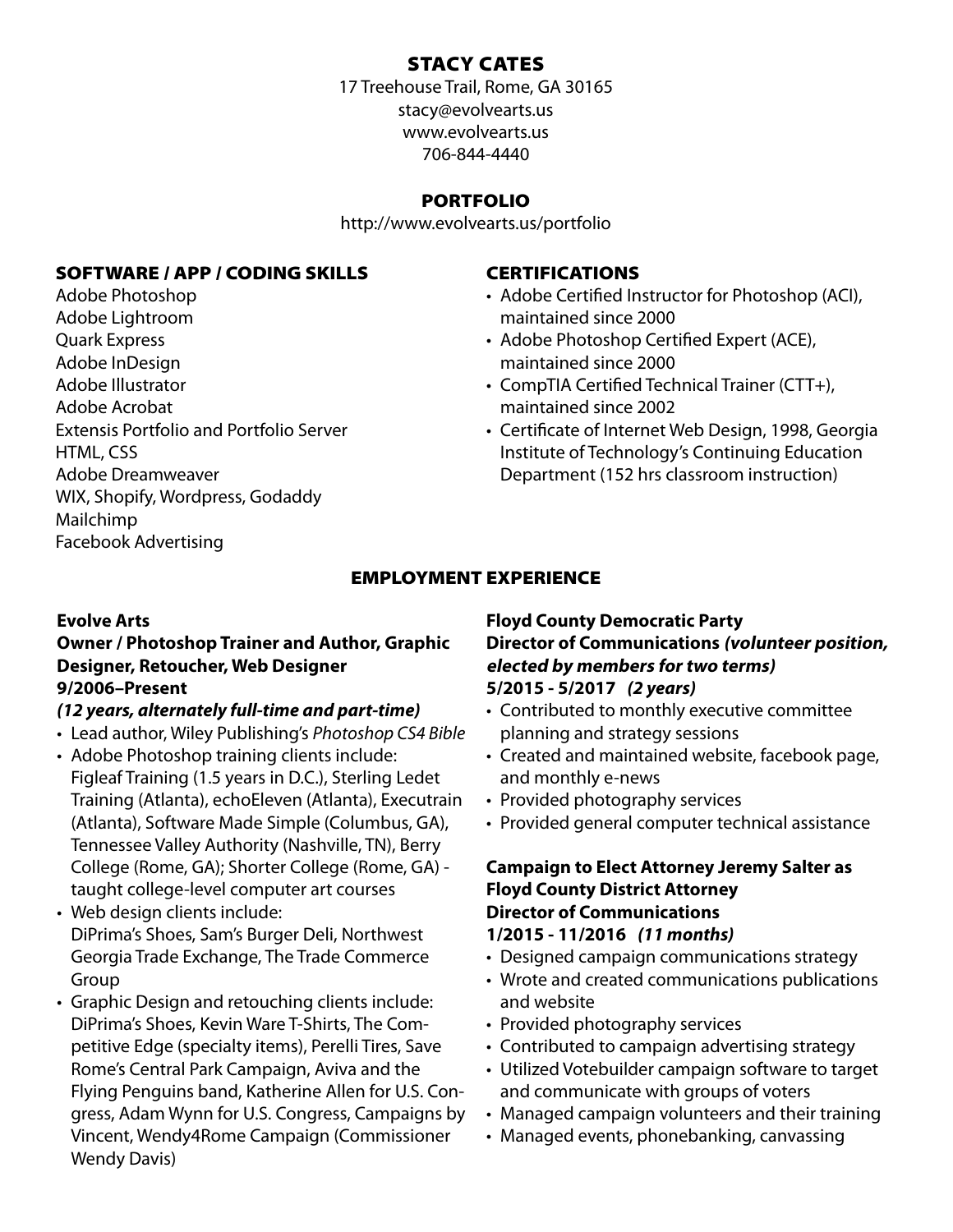# STACY CATES

17 Treehouse Trail, Rome, GA 30165
stacy@evolvearts.us
www.evolvearts.us
706-844-4440

## PORTFOLIO

http://www.evolvearts.us/portfolio

## SOFTWARE / APP / CODING SKILLS

Adobe Photoshop
Adobe Lightroom
Quark Express
Adobe InDesign
Adobe Illustrator
Adobe Acrobat
Extensis Portfolio and Portfolio Server
HTML, CSS
Adobe Dreamweaver
WIX, Shopify, Wordpress, Godaddy
Mailchimp
Facebook Advertising

## CERTIFICATIONS

- Adobe Certified Instructor for Photoshop (ACI), maintained since 2000
- Adobe Photoshop Certified Expert (ACE), maintained since 2000
- CompTIA Certified Technical Trainer (CTT+), maintained since 2002
- Certificate of Internet Web Design, 1998, Georgia Institute of Technology's Continuing Education Department (152 hrs classroom instruction)

## EMPLOYMENT EXPERIENCE

**Evolve Arts**
**Owner / Photoshop Trainer and Author, Graphic Designer, Retoucher, Web Designer**
**9/2006–Present**
***(12 years, alternately full-time and part-time)***

- Lead author, Wiley Publishing's *Photoshop CS4 Bible*
- Adobe Photoshop training clients include: Figleaf Training (1.5 years in D.C.), Sterling Ledet Training (Atlanta), echoEleven (Atlanta), Executrain (Atlanta), Software Made Simple (Columbus, GA), Tennessee Valley Authority (Nashville, TN), Berry College (Rome, GA); Shorter College (Rome, GA) - taught college-level computer art courses
- Web design clients include: DiPrima's Shoes, Sam's Burger Deli, Northwest Georgia Trade Exchange, The Trade Commerce Group
- Graphic Design and retouching clients include: DiPrima's Shoes, Kevin Ware T-Shirts, The Competitive Edge (specialty items), Perelli Tires, Save Rome's Central Park Campaign, Aviva and the Flying Penguins band, Katherine Allen for U.S. Congress, Adam Wynn for U.S. Congress, Campaigns by Vincent, Wendy4Rome Campaign (Commissioner Wendy Davis)

**Floyd County Democratic Party**
**Director of Communications *(volunteer position, elected by members for two terms)***
**5/2015 - 5/2017 *(2 years)***

- Contributed to monthly executive committee planning and strategy sessions
- Created and maintained website, facebook page, and monthly e-news
- Provided photography services
- Provided general computer technical assistance

**Campaign to Elect Attorney Jeremy Salter as Floyd County District Attorney**
**Director of Communications**
**1/2015 - 11/2016 *(11 months)***

- Designed campaign communications strategy
- Wrote and created communications publications and website
- Provided photography services
- Contributed to campaign advertising strategy
- Utilized Votebuilder campaign software to target and communicate with groups of voters
- Managed campaign volunteers and their training
- Managed events, phonebanking, canvassing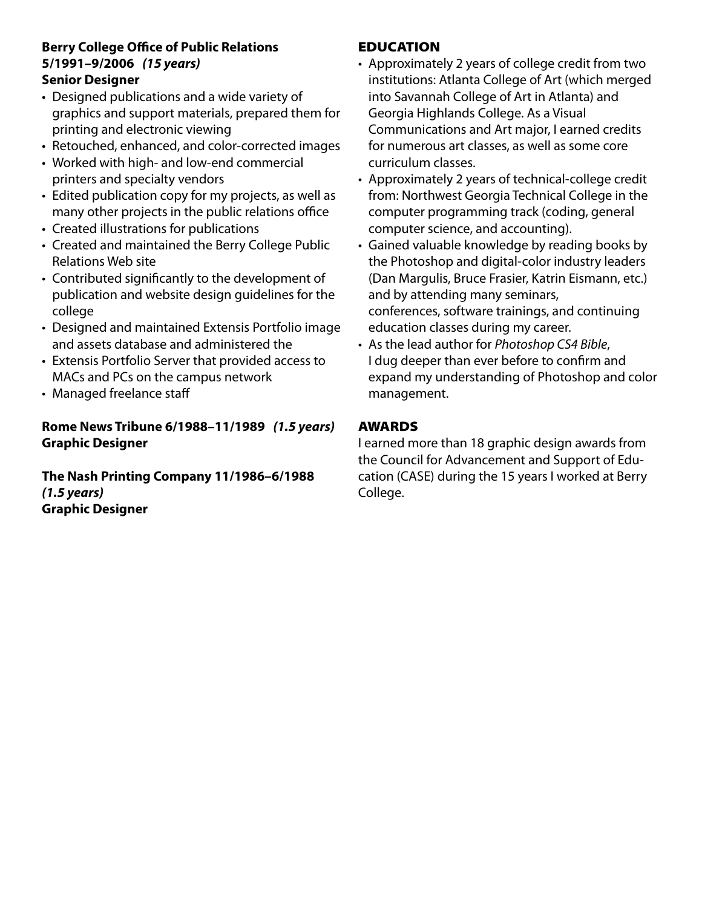**Berry College Office of Public Relations**
**5/1991–9/2006** ***(15 years)***
**Senior Designer**

- Designed publications and a wide variety of graphics and support materials, prepared them for printing and electronic viewing
- Retouched, enhanced, and color-corrected images
- Worked with high- and low-end commercial printers and specialty vendors
- Edited publication copy for my projects, as well as many other projects in the public relations office
- Created illustrations for publications
- Created and maintained the Berry College Public Relations Web site
- Contributed significantly to the development of publication and website design guidelines for the college
- Designed and maintained Extensis Portfolio image and assets database and administered the
- Extensis Portfolio Server that provided access to MACs and PCs on the campus network
- Managed freelance staff

**Rome News Tribune 6/1988–11/1989** ***(1.5 years)***
**Graphic Designer**

**The Nash Printing Company 11/1986–6/1988**
***(1.5 years)***
**Graphic Designer**

## EDUCATION

- Approximately 2 years of college credit from two institutions: Atlanta College of Art (which merged into Savannah College of Art in Atlanta) and Georgia Highlands College. As a Visual Communications and Art major, I earned credits for numerous art classes, as well as some core curriculum classes.
- Approximately 2 years of technical-college credit from: Northwest Georgia Technical College in the computer programming track (coding, general computer science, and accounting).
- Gained valuable knowledge by reading books by the Photoshop and digital-color industry leaders (Dan Margulis, Bruce Frasier, Katrin Eismann, etc.) and by attending many seminars, conferences, software trainings, and continuing education classes during my career.
- As the lead author for *Photoshop CS4 Bible*, I dug deeper than ever before to confirm and expand my understanding of Photoshop and color management.

## AWARDS

I earned more than 18 graphic design awards from the Council for Advancement and Support of Education (CASE) during the 15 years I worked at Berry College.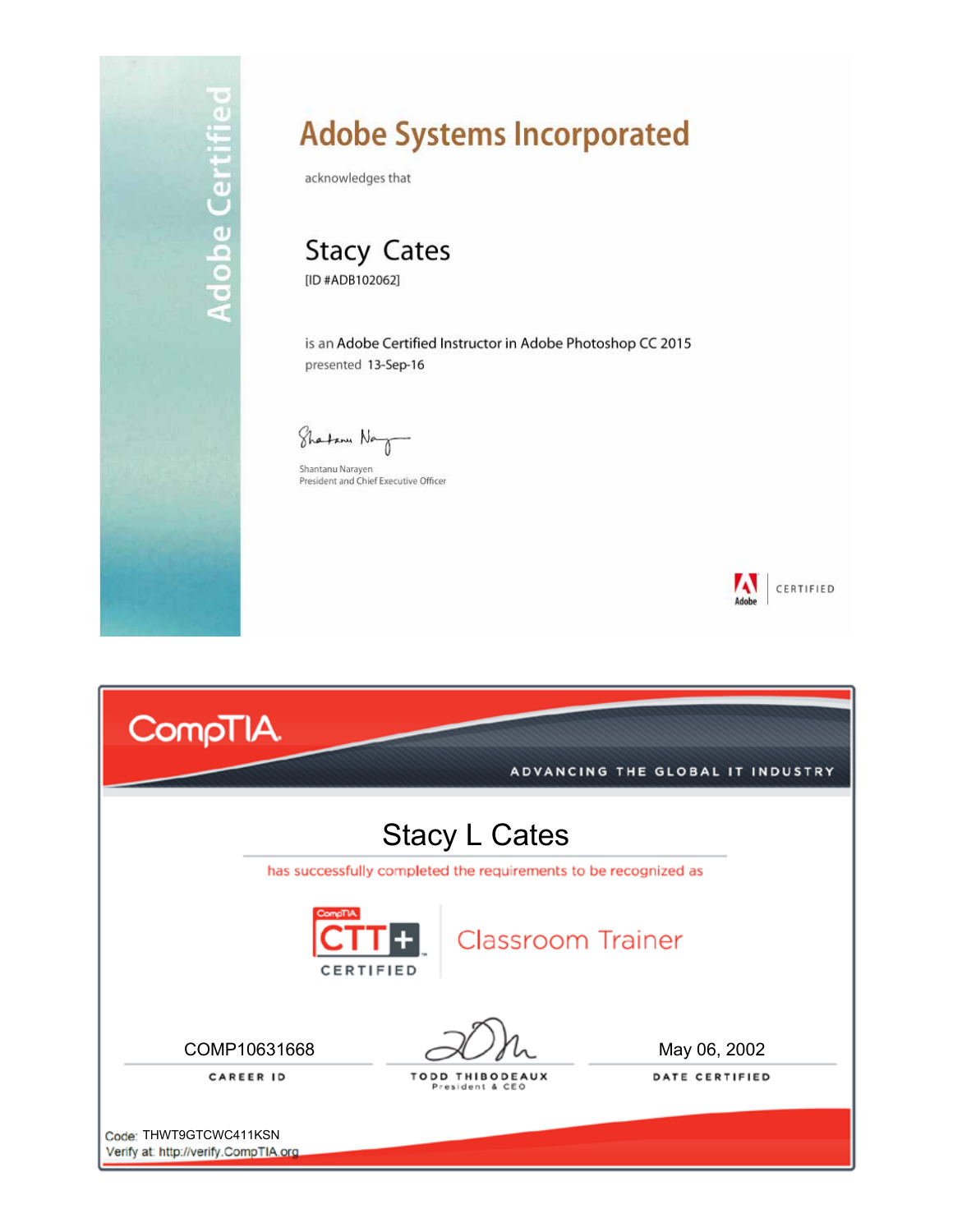Adobe Certified

# Adobe Systems Incorporated

acknowledges that

## Stacy Cates

[ID #ADB102062]

is an Adobe Certified Instructor in Adobe Photoshop CC 2015

presented 13-Sep-16

Shantanu Narayen
President and Chief Executive Officer

Adobe CERTIFIED

---

# CompTIA

ADVANCING THE GLOBAL IT INDUSTRY

## Stacy L Cates

has successfully completed the requirements to be recognized as

CompTIA CTT+ CERTIFIED | Classroom Trainer

| COMP10631668 | | May 06, 2002 |
|---|---|---|
| CAREER ID | TODD THIBODEAUX<br>President & CEO | DATE CERTIFIED |

Code: THWT9GTCWC411KSN
Verify at: http://verify.CompTIA.org